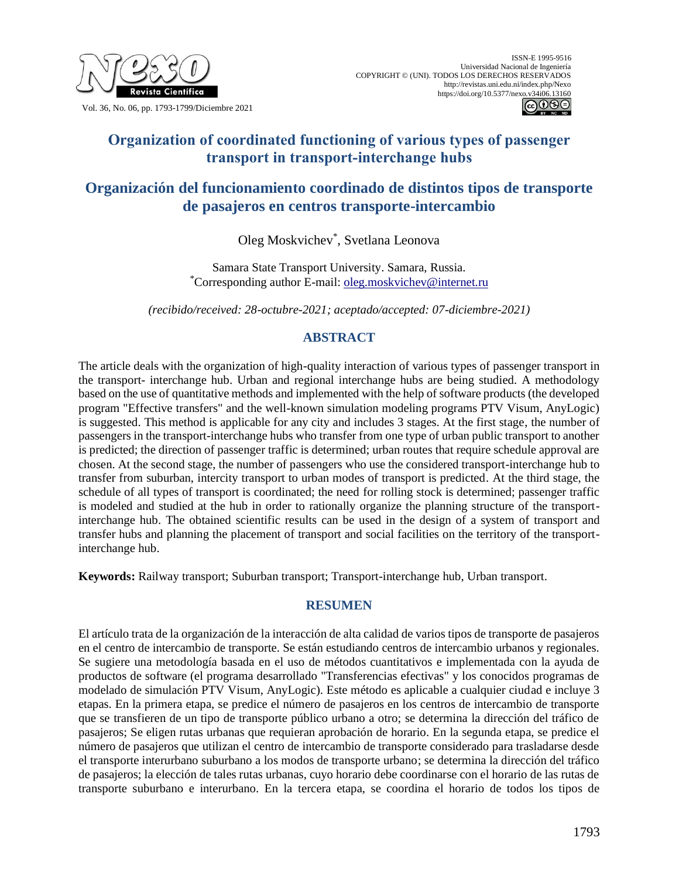# Organization of coordinated functioning of various types of passenger transport in transport-interchange hubs

# Organización del funcionamiento coordinado de distintos tipos de transporte de pasajeros en centros transporte-intercambio

Oleg Moskvichev[*], Svetlana Leonova

Samara State Transport University. Samara, Russia.
[*]Corresponding author E-mail: oleg.moskvichev@internet.ru

*(recibido/received: 28-octubre-2021; aceptado/accepted: 07-diciembre-2021)*

## ABSTRACT

The article deals with the organization of high-quality interaction of various types of passenger transport in the transport- interchange hub. Urban and regional interchange hubs are being studied. A methodology based on the use of quantitative methods and implemented with the help of software products (the developed program "Effective transfers" and the well-known simulation modeling programs PTV Visum, AnyLogic) is suggested. This method is applicable for any city and includes 3 stages. At the first stage, the number of passengers in the transport-interchange hubs who transfer from one type of urban public transport to another is predicted; the direction of passenger traffic is determined; urban routes that require schedule approval are chosen. At the second stage, the number of passengers who use the considered transport-interchange hub to transfer from suburban, intercity transport to urban modes of transport is predicted. At the third stage, the schedule of all types of transport is coordinated; the need for rolling stock is determined; passenger traffic is modeled and studied at the hub in order to rationally organize the planning structure of the transport-interchange hub. The obtained scientific results can be used in the design of a system of transport and transfer hubs and planning the placement of transport and social facilities on the territory of the transport-interchange hub.

**Keywords:** Railway transport; Suburban transport; Transport-interchange hub, Urban transport.

## RESUMEN

El artículo trata de la organización de la interacción de alta calidad de varios tipos de transporte de pasajeros en el centro de intercambio de transporte. Se están estudiando centros de intercambio urbanos y regionales. Se sugiere una metodología basada en el uso de métodos cuantitativos e implementada con la ayuda de productos de software (el programa desarrollado "Transferencias efectivas" y los conocidos programas de modelado de simulación PTV Visum, AnyLogic). Este método es aplicable a cualquier ciudad e incluye 3 etapas. En la primera etapa, se predice el número de pasajeros en los centros de intercambio de transporte que se transfieren de un tipo de transporte público urbano a otro; se determina la dirección del tráfico de pasajeros; Se eligen rutas urbanas que requieran aprobación de horario. En la segunda etapa, se predice el número de pasajeros que utilizan el centro de intercambio de transporte considerado para trasladarse desde el transporte interurbano suburbano a los modos de transporte urbano; se determina la dirección del tráfico de pasajeros; la elección de tales rutas urbanas, cuyo horario debe coordinarse con el horario de las rutas de transporte suburbano e interurbano. En la tercera etapa, se coordina el horario de todos los tipos de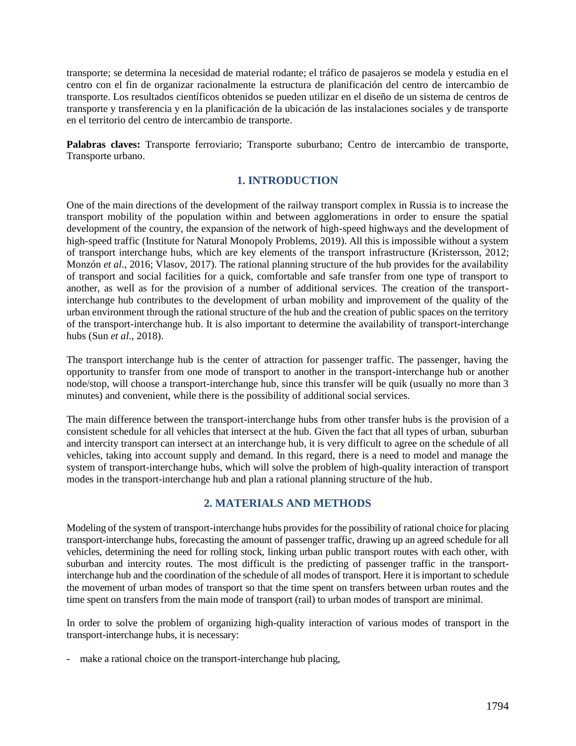transporte; se determina la necesidad de material rodante; el tráfico de pasajeros se modela y estudia en el centro con el fin de organizar racionalmente la estructura de planificación del centro de intercambio de transporte. Los resultados científicos obtenidos se pueden utilizar en el diseño de un sistema de centros de transporte y transferencia y en la planificación de la ubicación de las instalaciones sociales y de transporte en el territorio del centro de intercambio de transporte.

**Palabras claves:** Transporte ferroviario; Transporte suburbano; Centro de intercambio de transporte, Transporte urbano.

## 1. INTRODUCTION

One of the main directions of the development of the railway transport complex in Russia is to increase the transport mobility of the population within and between agglomerations in order to ensure the spatial development of the country, the expansion of the network of high-speed highways and the development of high-speed traffic (Institute for Natural Monopoly Problems, 2019). All this is impossible without a system of transport interchange hubs, which are key elements of the transport infrastructure (Kristersson, 2012; Monzón *et al*., 2016; Vlasov, 2017). The rational planning structure of the hub provides for the availability of transport and social facilities for a quick, comfortable and safe transfer from one type of transport to another, as well as for the provision of a number of additional services. The creation of the transport-interchange hub contributes to the development of urban mobility and improvement of the quality of the urban environment through the rational structure of the hub and the creation of public spaces on the territory of the transport-interchange hub. It is also important to determine the availability of transport-interchange hubs (Sun *et al*., 2018).

The transport interchange hub is the center of attraction for passenger traffic. The passenger, having the opportunity to transfer from one mode of transport to another in the transport-interchange hub or another node/stop, will choose a transport-interchange hub, since this transfer will be quik (usually no more than 3 minutes) and convenient, while there is the possibility of additional social services.

The main difference between the transport-interchange hubs from other transfer hubs is the provision of a consistent schedule for all vehicles that intersect at the hub. Given the fact that all types of urban, suburban and intercity transport can intersect at an interchange hub, it is very difficult to agree on the schedule of all vehicles, taking into account supply and demand. In this regard, there is a need to model and manage the system of transport-interchange hubs, which will solve the problem of high-quality interaction of transport modes in the transport-interchange hub and plan a rational planning structure of the hub.

## 2. MATERIALS AND METHODS

Modeling of the system of transport-interchange hubs provides for the possibility of rational choice for placing transport-interchange hubs, forecasting the amount of passenger traffic, drawing up an agreed schedule for all vehicles, determining the need for rolling stock, linking urban public transport routes with each other, with suburban and intercity routes. The most difficult is the predicting of passenger traffic in the transport-interchange hub and the coordination of the schedule of all modes of transport. Here it is important to schedule the movement of urban modes of transport so that the time spent on transfers between urban routes and the time spent on transfers from the main mode of transport (rail) to urban modes of transport are minimal.

In order to solve the problem of organizing high-quality interaction of various modes of transport in the transport-interchange hubs, it is necessary:

- make a rational choice on the transport-interchange hub placing,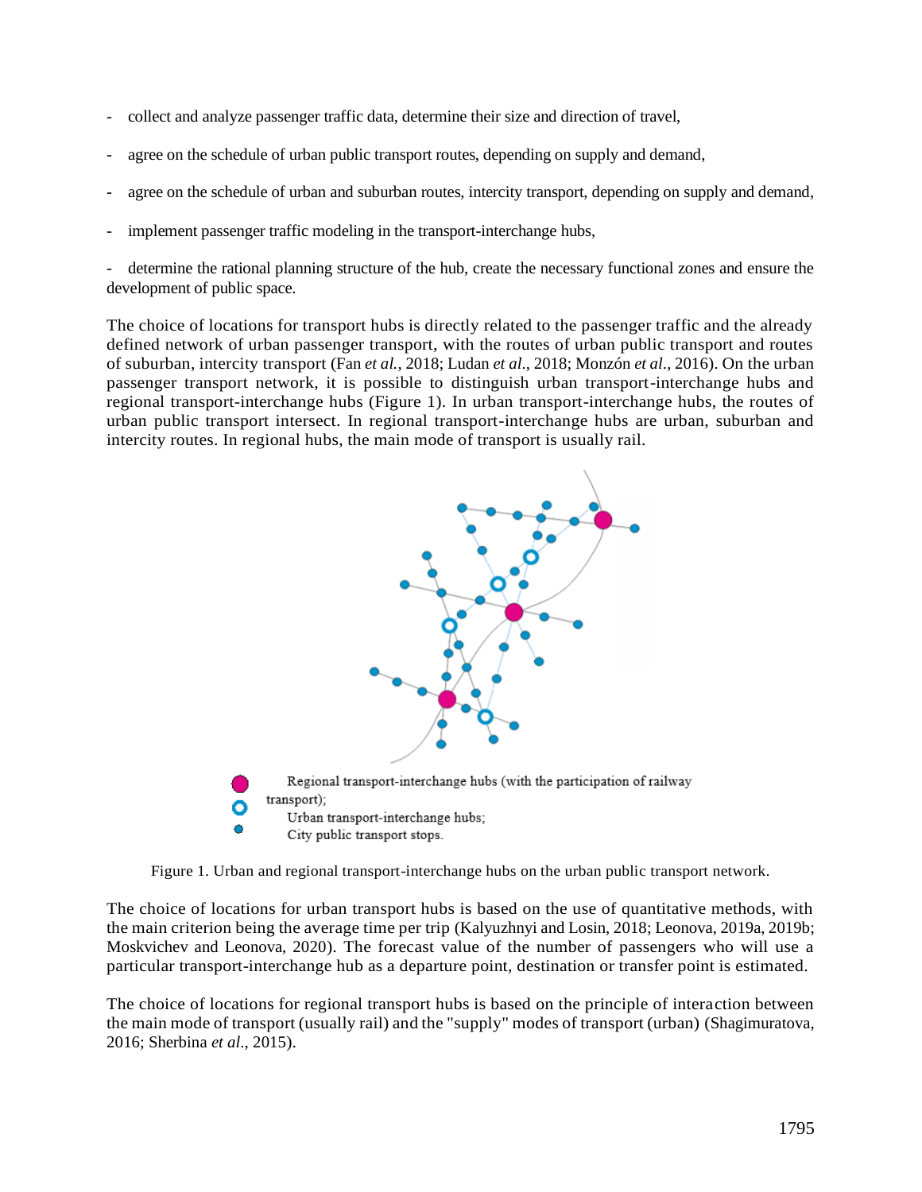- collect and analyze passenger traffic data, determine their size and direction of travel,

- agree on the schedule of urban public transport routes, depending on supply and demand,

- agree on the schedule of urban and suburban routes, intercity transport, depending on supply and demand,

- implement passenger traffic modeling in the transport-interchange hubs,

- determine the rational planning structure of the hub, create the necessary functional zones and ensure the development of public space.

The choice of locations for transport hubs is directly related to the passenger traffic and the already defined network of urban passenger transport, with the routes of urban public transport and routes of suburban, intercity transport (Fan *et al.*, 2018; Ludan *et al*., 2018; Monzón *et al*., 2016). On the urban passenger transport network, it is possible to distinguish urban transport-interchange hubs and regional transport-interchange hubs (Figure 1). In urban transport-interchange hubs, the routes of urban public transport intersect. In regional transport-interchange hubs are urban, suburban and intercity routes. In regional hubs, the main mode of transport is usually rail.

Regional transport-interchange hubs (with the participation of railway transport);
Urban transport-interchange hubs;
City public transport stops.

Figure 1. Urban and regional transport-interchange hubs on the urban public transport network.

The choice of locations for urban transport hubs is based on the use of quantitative methods, with the main criterion being the average time per trip (Kalyuzhnyi and Losin, 2018; Leonova, 2019a, 2019b; Moskvichev and Leonova, 2020). The forecast value of the number of passengers who will use a particular transport-interchange hub as a departure point, destination or transfer point is estimated.

The choice of locations for regional transport hubs is based on the principle of interaction between the main mode of transport (usually rail) and the "supply" modes of transport (urban) (Shagimuratova, 2016; Sherbina *et al*., 2015).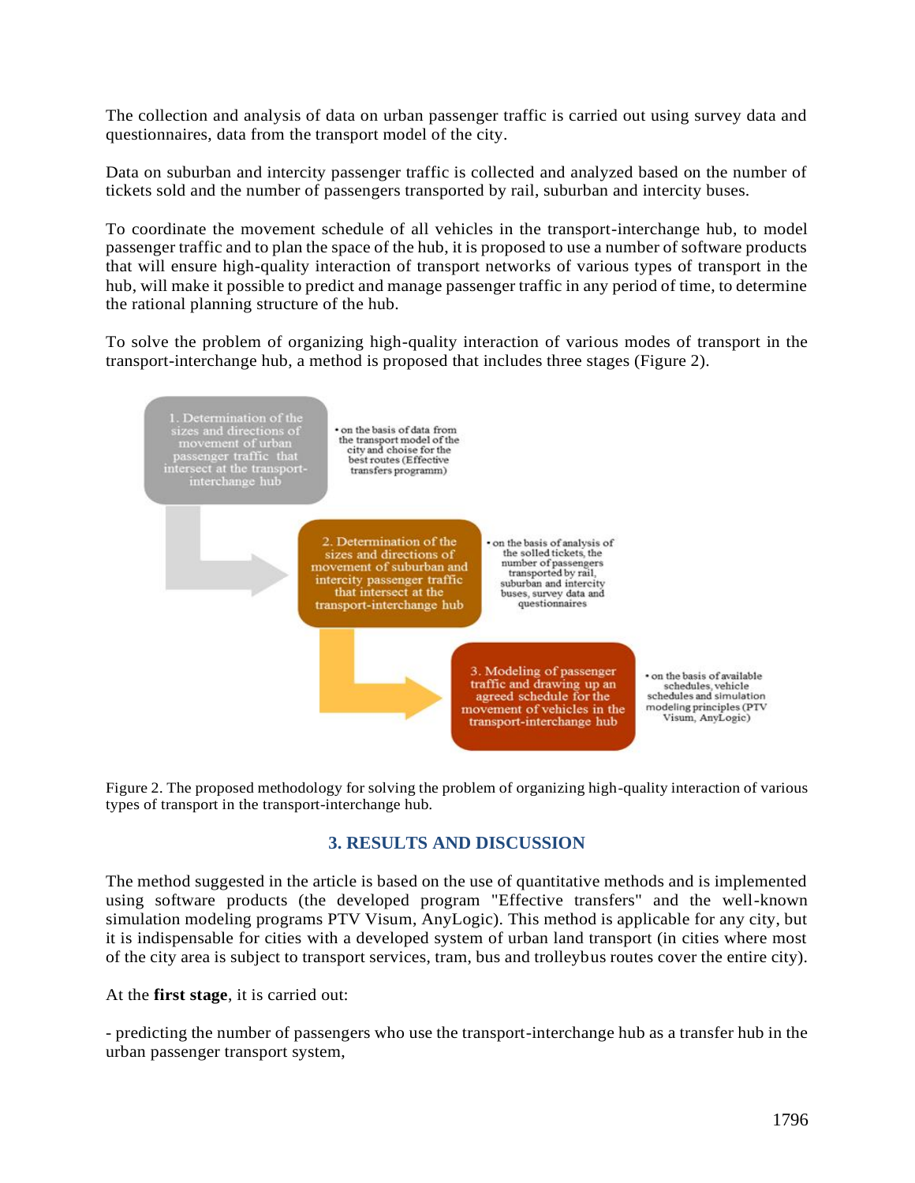The collection and analysis of data on urban passenger traffic is carried out using survey data and questionnaires, data from the transport model of the city.

Data on suburban and intercity passenger traffic is collected and analyzed based on the number of tickets sold and the number of passengers transported by rail, suburban and intercity buses.

To coordinate the movement schedule of all vehicles in the transport-interchange hub, to model passenger traffic and to plan the space of the hub, it is proposed to use a number of software products that will ensure high-quality interaction of transport networks of various types of transport in the hub, will make it possible to predict and manage passenger traffic in any period of time, to determine the rational planning structure of the hub.

To solve the problem of organizing high-quality interaction of various modes of transport in the transport-interchange hub, a method is proposed that includes three stages (Figure 2).

1. Determination of the sizes and directions of movement of urban passenger traffic that intersect at the transport-interchange hub
- on the basis of data from the transport model of the city and choise for the best routes (Effective transfers programm)

2. Determination of the sizes and directions of movement of suburban and intercity passenger traffic that intersect at the transport-interchange hub
- on the basis of analysis of the solled tickets, the number of passengers transported by rail, suburban and intercity buses, survey data and questionnaires

3. Modeling of passenger traffic and drawing up an agreed schedule for the movement of vehicles in the transport-interchange hub
- on the basis of available schedules, vehicle schedules and simulation modeling principles (PTV Visum, AnyLogic)

Figure 2. The proposed methodology for solving the problem of organizing high-quality interaction of various types of transport in the transport-interchange hub.

## 3. RESULTS AND DISCUSSION

The method suggested in the article is based on the use of quantitative methods and is implemented using software products (the developed program "Effective transfers" and the well-known simulation modeling programs PTV Visum, AnyLogic). This method is applicable for any city, but it is indispensable for cities with a developed system of urban land transport (in cities where most of the city area is subject to transport services, tram, bus and trolleybus routes cover the entire city).

At the **first stage**, it is carried out:

- predicting the number of passengers who use the transport-interchange hub as a transfer hub in the urban passenger transport system,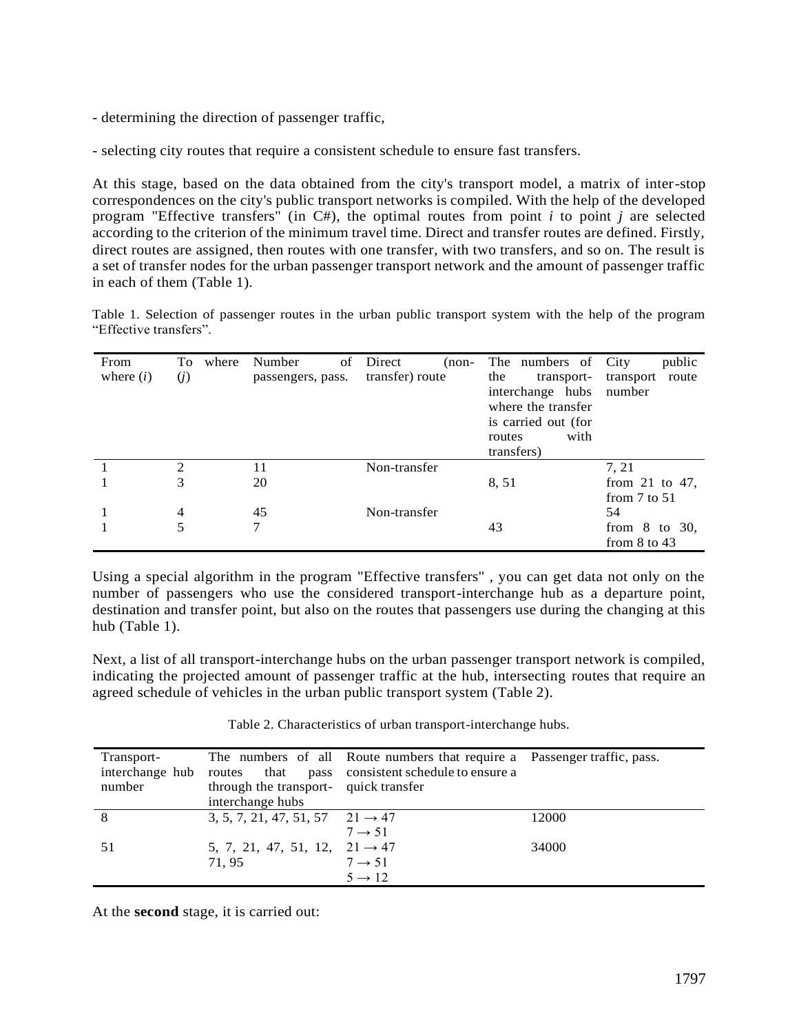- determining the direction of passenger traffic,

- selecting city routes that require a consistent schedule to ensure fast transfers.

At this stage, based on the data obtained from the city's transport model, a matrix of inter-stop correspondences on the city's public transport networks is compiled. With the help of the developed program "Effective transfers" (in C#), the optimal routes from point $i$ to point $j$ are selected according to the criterion of the minimum travel time. Direct and transfer routes are defined. Firstly, direct routes are assigned, then routes with one transfer, with two transfers, and so on. The result is a set of transfer nodes for the urban passenger transport network and the amount of passenger traffic in each of them (Table 1).

Table 1. Selection of passenger routes in the urban public transport system with the help of the program "Effective transfers".

| From where ($i$) | To where ($j$) | Number of passengers, pass. | Direct (non-transfer) route | The numbers of the transport-interchange hubs where the transfer is carried out (for routes with transfers) | City public transport route number |
|---|---|---|---|---|---|
| 1 | 2 | 11 | Non-transfer | | 7, 21 |
| 1 | 3 | 20 | | 8, 51 | from 21 to 47, from 7 to 51 |
| 1 | 4 | 45 | Non-transfer | | 54 |
| 1 | 5 | 7 | | 43 | from 8 to 30, from 8 to 43 |

Using a special algorithm in the program "Effective transfers" , you can get data not only on the number of passengers who use the considered transport-interchange hub as a departure point, destination and transfer point, but also on the routes that passengers use during the changing at this hub (Table 1).

Next, a list of all transport-interchange hubs on the urban passenger transport network is compiled, indicating the projected amount of passenger traffic at the hub, intersecting routes that require an agreed schedule of vehicles in the urban public transport system (Table 2).

Table 2. Characteristics of urban transport-interchange hubs.

| Transport-interchange hub number | The numbers of all routes that pass through the transport-interchange hubs | Route numbers that require a consistent schedule to ensure a quick transfer | Passenger traffic, pass. |
|---|---|---|---|
| 8 | 3, 5, 7, 21, 47, 51, 57 | $21 \rightarrow 47$<br>$7 \rightarrow 51$ | 12000 |
| 51 | 5, 7, 21, 47, 51, 12, 71, 95 | $21 \rightarrow 47$<br>$7 \rightarrow 51$<br>$5 \rightarrow 12$ | 34000 |

At the **second** stage, it is carried out: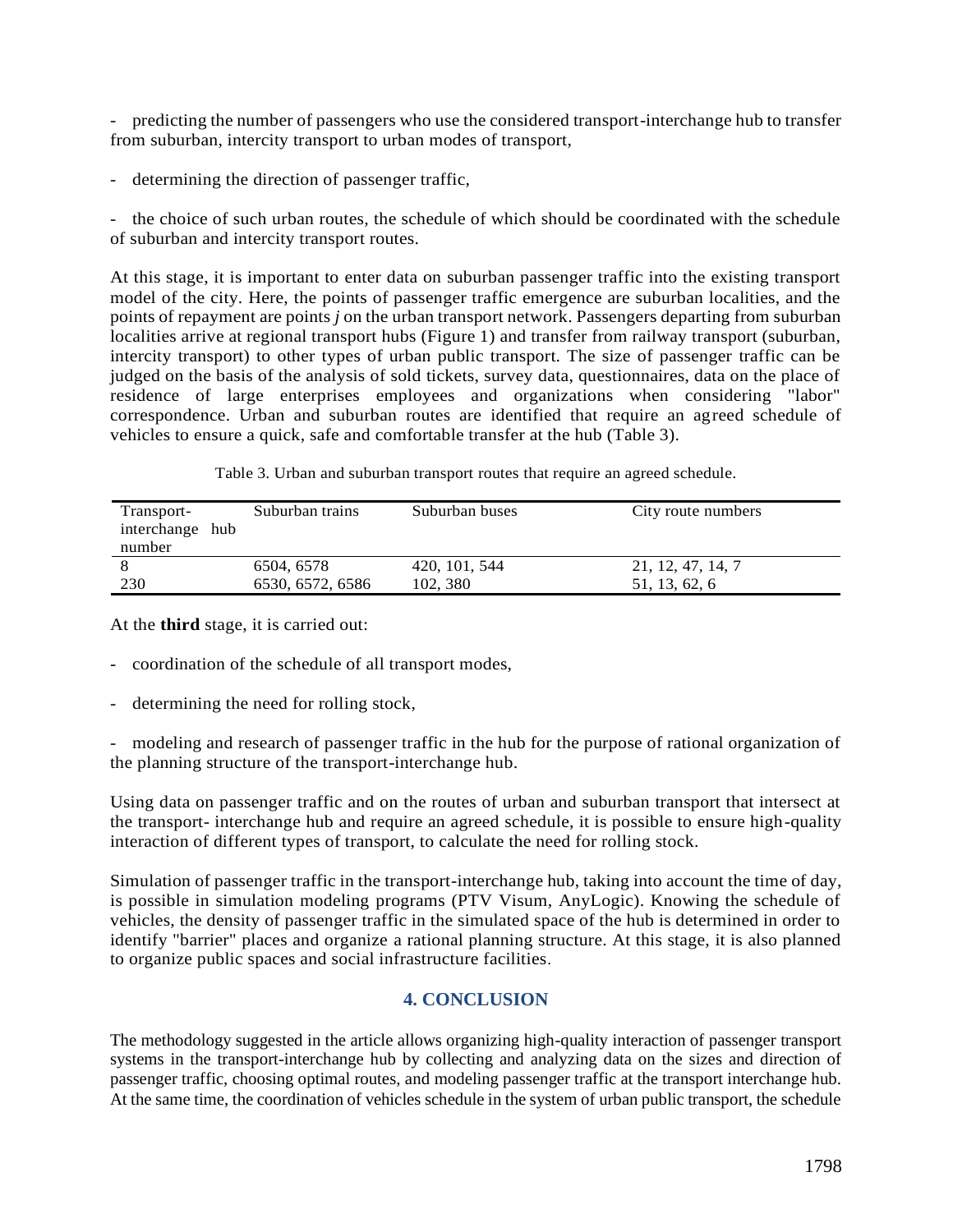- predicting the number of passengers who use the considered transport-interchange hub to transfer from suburban, intercity transport to urban modes of transport,

- determining the direction of passenger traffic,

- the choice of such urban routes, the schedule of which should be coordinated with the schedule of suburban and intercity transport routes.

At this stage, it is important to enter data on suburban passenger traffic into the existing transport model of the city. Here, the points of passenger traffic emergence are suburban localities, and the points of repayment are points *j* on the urban transport network. Passengers departing from suburban localities arrive at regional transport hubs (Figure 1) and transfer from railway transport (suburban, intercity transport) to other types of urban public transport. The size of passenger traffic can be judged on the basis of the analysis of sold tickets, survey data, questionnaires, data on the place of residence of large enterprises employees and organizations when considering "labor" correspondence. Urban and suburban routes are identified that require an agreed schedule of vehicles to ensure a quick, safe and comfortable transfer at the hub (Table 3).

Table 3. Urban and suburban transport routes that require an agreed schedule.

| Transport-interchange hub number | Suburban trains | Suburban buses | City route numbers |
|---|---|---|---|
| 8 | 6504, 6578 | 420, 101, 544 | 21, 12, 47, 14, 7 |
| 230 | 6530, 6572, 6586 | 102, 380 | 51, 13, 62, 6 |

At the **third** stage, it is carried out:

- coordination of the schedule of all transport modes,

- determining the need for rolling stock,

- modeling and research of passenger traffic in the hub for the purpose of rational organization of the planning structure of the transport-interchange hub.

Using data on passenger traffic and on the routes of urban and suburban transport that intersect at the transport- interchange hub and require an agreed schedule, it is possible to ensure high-quality interaction of different types of transport, to calculate the need for rolling stock.

Simulation of passenger traffic in the transport-interchange hub, taking into account the time of day, is possible in simulation modeling programs (PTV Visum, AnyLogic). Knowing the schedule of vehicles, the density of passenger traffic in the simulated space of the hub is determined in order to identify "barrier" places and organize a rational planning structure. At this stage, it is also planned to organize public spaces and social infrastructure facilities.

## 4. CONCLUSION

The methodology suggested in the article allows organizing high-quality interaction of passenger transport systems in the transport-interchange hub by collecting and analyzing data on the sizes and direction of passenger traffic, choosing optimal routes, and modeling passenger traffic at the transport interchange hub. At the same time, the coordination of vehicles schedule in the system of urban public transport, the schedule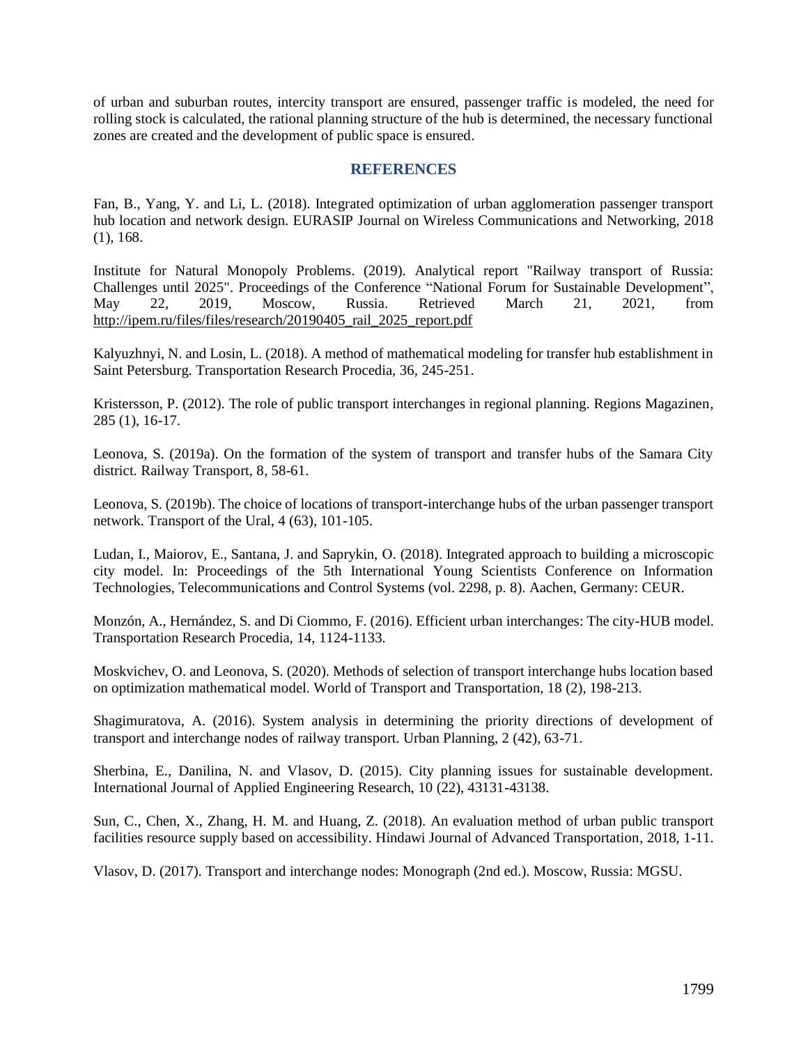of urban and suburban routes, intercity transport are ensured, passenger traffic is modeled, the need for rolling stock is calculated, the rational planning structure of the hub is determined, the necessary functional zones are created and the development of public space is ensured.

## REFERENCES

Fan, B., Yang, Y. and Li, L. (2018). Integrated optimization of urban agglomeration passenger transport hub location and network design. EURASIP Journal on Wireless Communications and Networking, 2018 (1), 168.

Institute for Natural Monopoly Problems. (2019). Analytical report "Railway transport of Russia: Challenges until 2025". Proceedings of the Conference "National Forum for Sustainable Development", May 22, 2019, Moscow, Russia. Retrieved March 21, 2021, from http://ipem.ru/files/files/research/20190405_rail_2025_report.pdf

Kalyuzhnyi, N. and Losin, L. (2018). A method of mathematical modeling for transfer hub establishment in Saint Petersburg. Transportation Research Procedia, 36, 245-251.

Kristersson, P. (2012). The role of public transport interchanges in regional planning. Regions Magazinen, 285 (1), 16-17.

Leonova, S. (2019a). On the formation of the system of transport and transfer hubs of the Samara City district. Railway Transport, 8, 58-61.

Leonova, S. (2019b). The choice of locations of transport-interchange hubs of the urban passenger transport network. Transport of the Ural, 4 (63), 101-105.

Ludan, I., Maiorov, E., Santana, J. and Saprykin, O. (2018). Integrated approach to building a microscopic city model. In: Proceedings of the 5th International Young Scientists Conference on Information Technologies, Telecommunications and Control Systems (vol. 2298, p. 8). Aachen, Germany: CEUR.

Monzón, A., Hernández, S. and Di Ciommo, F. (2016). Efficient urban interchanges: The city-HUB model. Transportation Research Procedia, 14, 1124-1133.

Moskvichev, O. and Leonova, S. (2020). Methods of selection of transport interchange hubs location based on optimization mathematical model. World of Transport and Transportation, 18 (2), 198-213.

Shagimuratova, A. (2016). System analysis in determining the priority directions of development of transport and interchange nodes of railway transport. Urban Planning, 2 (42), 63-71.

Sherbina, E., Danilina, N. and Vlasov, D. (2015). City planning issues for sustainable development. International Journal of Applied Engineering Research, 10 (22), 43131-43138.

Sun, C., Chen, X., Zhang, H. M. and Huang, Z. (2018). An evaluation method of urban public transport facilities resource supply based on accessibility. Hindawi Journal of Advanced Transportation, 2018, 1-11.

Vlasov, D. (2017). Transport and interchange nodes: Monograph (2nd ed.). Moscow, Russia: MGSU.